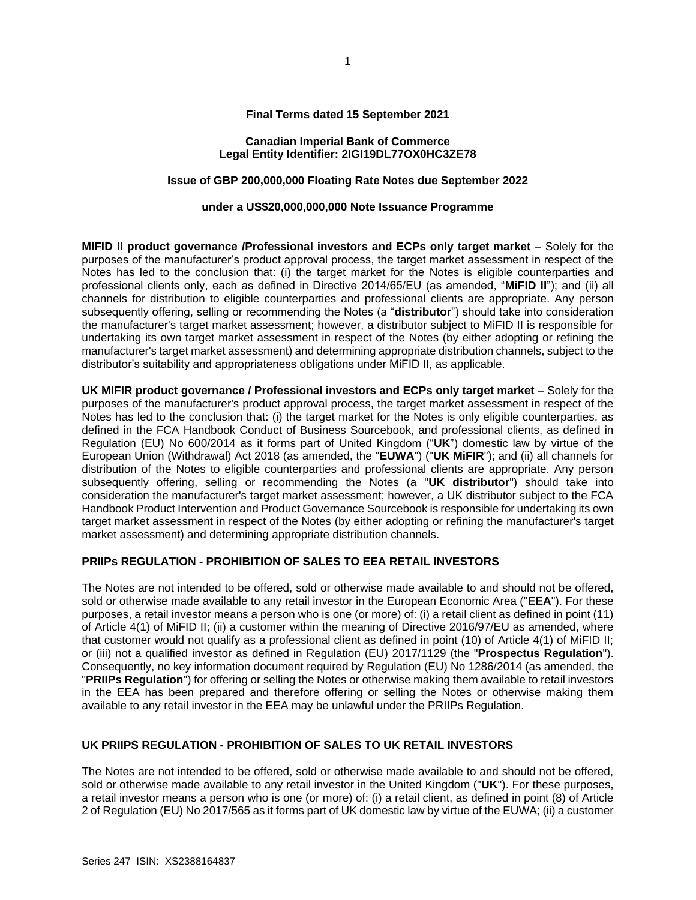**Final Terms dated 15 September 2021**

**Canadian Imperial Bank of Commerce**
**Legal Entity Identifier: 2IGI19DL77OX0HC3ZE78**

**Issue of GBP 200,000,000 Floating Rate Notes due September 2022**

**under a US$20,000,000,000 Note Issuance Programme**

**MIFID II product governance /Professional investors and ECPs only target market** – Solely for the purposes of the manufacturer's product approval process, the target market assessment in respect of the Notes has led to the conclusion that: (i) the target market for the Notes is eligible counterparties and professional clients only, each as defined in Directive 2014/65/EU (as amended, "**MiFID II**"); and (ii) all channels for distribution to eligible counterparties and professional clients are appropriate. Any person subsequently offering, selling or recommending the Notes (a "**distributor**") should take into consideration the manufacturer's target market assessment; however, a distributor subject to MiFID II is responsible for undertaking its own target market assessment in respect of the Notes (by either adopting or refining the manufacturer's target market assessment) and determining appropriate distribution channels, subject to the distributor's suitability and appropriateness obligations under MiFID II, as applicable.

**UK MIFIR product governance / Professional investors and ECPs only target market** – Solely for the purposes of the manufacturer's product approval process, the target market assessment in respect of the Notes has led to the conclusion that: (i) the target market for the Notes is only eligible counterparties, as defined in the FCA Handbook Conduct of Business Sourcebook, and professional clients, as defined in Regulation (EU) No 600/2014 as it forms part of United Kingdom ("**UK**") domestic law by virtue of the European Union (Withdrawal) Act 2018 (as amended, the "**EUWA**") ("**UK MiFIR**"); and (ii) all channels for distribution of the Notes to eligible counterparties and professional clients are appropriate. Any person subsequently offering, selling or recommending the Notes (a "**UK distributor**") should take into consideration the manufacturer's target market assessment; however, a UK distributor subject to the FCA Handbook Product Intervention and Product Governance Sourcebook is responsible for undertaking its own target market assessment in respect of the Notes (by either adopting or refining the manufacturer's target market assessment) and determining appropriate distribution channels.

**PRIIPs REGULATION - PROHIBITION OF SALES TO EEA RETAIL INVESTORS**

The Notes are not intended to be offered, sold or otherwise made available to and should not be offered, sold or otherwise made available to any retail investor in the European Economic Area ("**EEA**"). For these purposes, a retail investor means a person who is one (or more) of: (i) a retail client as defined in point (11) of Article 4(1) of MiFID II; (ii) a customer within the meaning of Directive 2016/97/EU as amended, where that customer would not qualify as a professional client as defined in point (10) of Article 4(1) of MiFID II; or (iii) not a qualified investor as defined in Regulation (EU) 2017/1129 (the "**Prospectus Regulation**"). Consequently, no key information document required by Regulation (EU) No 1286/2014 (as amended, the "**PRIIPs Regulation**") for offering or selling the Notes or otherwise making them available to retail investors in the EEA has been prepared and therefore offering or selling the Notes or otherwise making them available to any retail investor in the EEA may be unlawful under the PRIIPs Regulation.

**UK PRIIPS REGULATION - PROHIBITION OF SALES TO UK RETAIL INVESTORS**

The Notes are not intended to be offered, sold or otherwise made available to and should not be offered, sold or otherwise made available to any retail investor in the United Kingdom ("**UK**"). For these purposes, a retail investor means a person who is one (or more) of: (i) a retail client, as defined in point (8) of Article 2 of Regulation (EU) No 2017/565 as it forms part of UK domestic law by virtue of the EUWA; (ii) a customer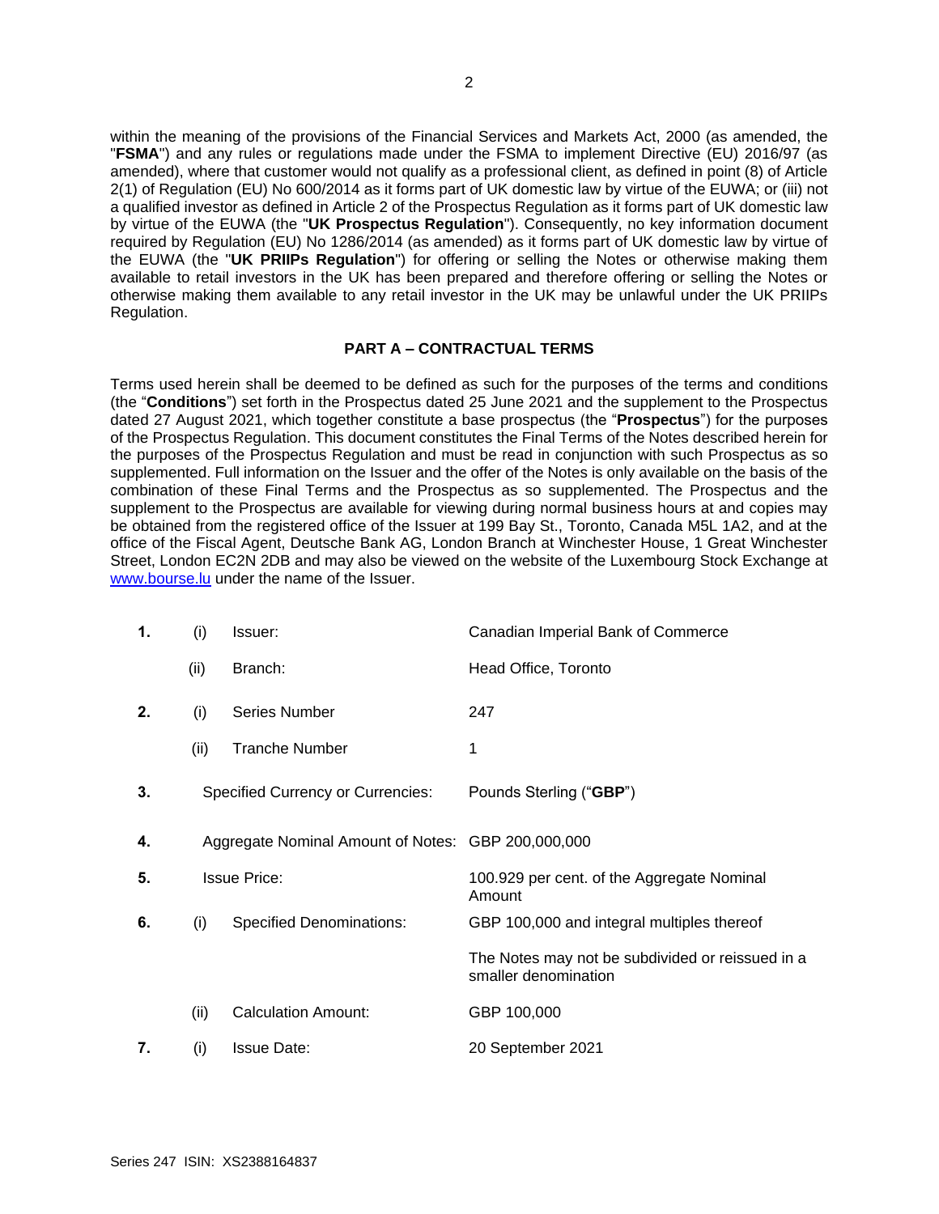within the meaning of the provisions of the Financial Services and Markets Act, 2000 (as amended, the "**FSMA**") and any rules or regulations made under the FSMA to implement Directive (EU) 2016/97 (as amended), where that customer would not qualify as a professional client, as defined in point (8) of Article 2(1) of Regulation (EU) No 600/2014 as it forms part of UK domestic law by virtue of the EUWA; or (iii) not a qualified investor as defined in Article 2 of the Prospectus Regulation as it forms part of UK domestic law by virtue of the EUWA (the "**UK Prospectus Regulation**"). Consequently, no key information document required by Regulation (EU) No 1286/2014 (as amended) as it forms part of UK domestic law by virtue of the EUWA (the "**UK PRIIPs Regulation**") for offering or selling the Notes or otherwise making them available to retail investors in the UK has been prepared and therefore offering or selling the Notes or otherwise making them available to any retail investor in the UK may be unlawful under the UK PRIIPs Regulation.

## PART A – CONTRACTUAL TERMS

Terms used herein shall be deemed to be defined as such for the purposes of the terms and conditions (the "**Conditions**") set forth in the Prospectus dated 25 June 2021 and the supplement to the Prospectus dated 27 August 2021, which together constitute a base prospectus (the "**Prospectus**") for the purposes of the Prospectus Regulation. This document constitutes the Final Terms of the Notes described herein for the purposes of the Prospectus Regulation and must be read in conjunction with such Prospectus as so supplemented. Full information on the Issuer and the offer of the Notes is only available on the basis of the combination of these Final Terms and the Prospectus as so supplemented. The Prospectus and the supplement to the Prospectus are available for viewing during normal business hours at and copies may be obtained from the registered office of the Issuer at 199 Bay St., Toronto, Canada M5L 1A2, and at the office of the Fiscal Agent, Deutsche Bank AG, London Branch at Winchester House, 1 Great Winchester Street, London EC2N 2DB and may also be viewed on the website of the Luxembourg Stock Exchange at www.bourse.lu under the name of the Issuer.

| | | | |
|---|---|---|---|
| **1.** | (i) | Issuer: | Canadian Imperial Bank of Commerce |
| | (ii) | Branch: | Head Office, Toronto |
| **2.** | (i) | Series Number | 247 |
| | (ii) | Tranche Number | 1 |
| **3.** | | Specified Currency or Currencies: | Pounds Sterling ("**GBP**") |
| **4.** | | Aggregate Nominal Amount of Notes: | GBP 200,000,000 |
| **5.** | | Issue Price: | 100.929 per cent. of the Aggregate Nominal Amount |
| **6.** | (i) | Specified Denominations: | GBP 100,000 and integral multiples thereof<br><br>The Notes may not be subdivided or reissued in a smaller denomination |
| | (ii) | Calculation Amount: | GBP 100,000 |
| **7.** | (i) | Issue Date: | 20 September 2021 |

Series 247 ISIN: XS2388164837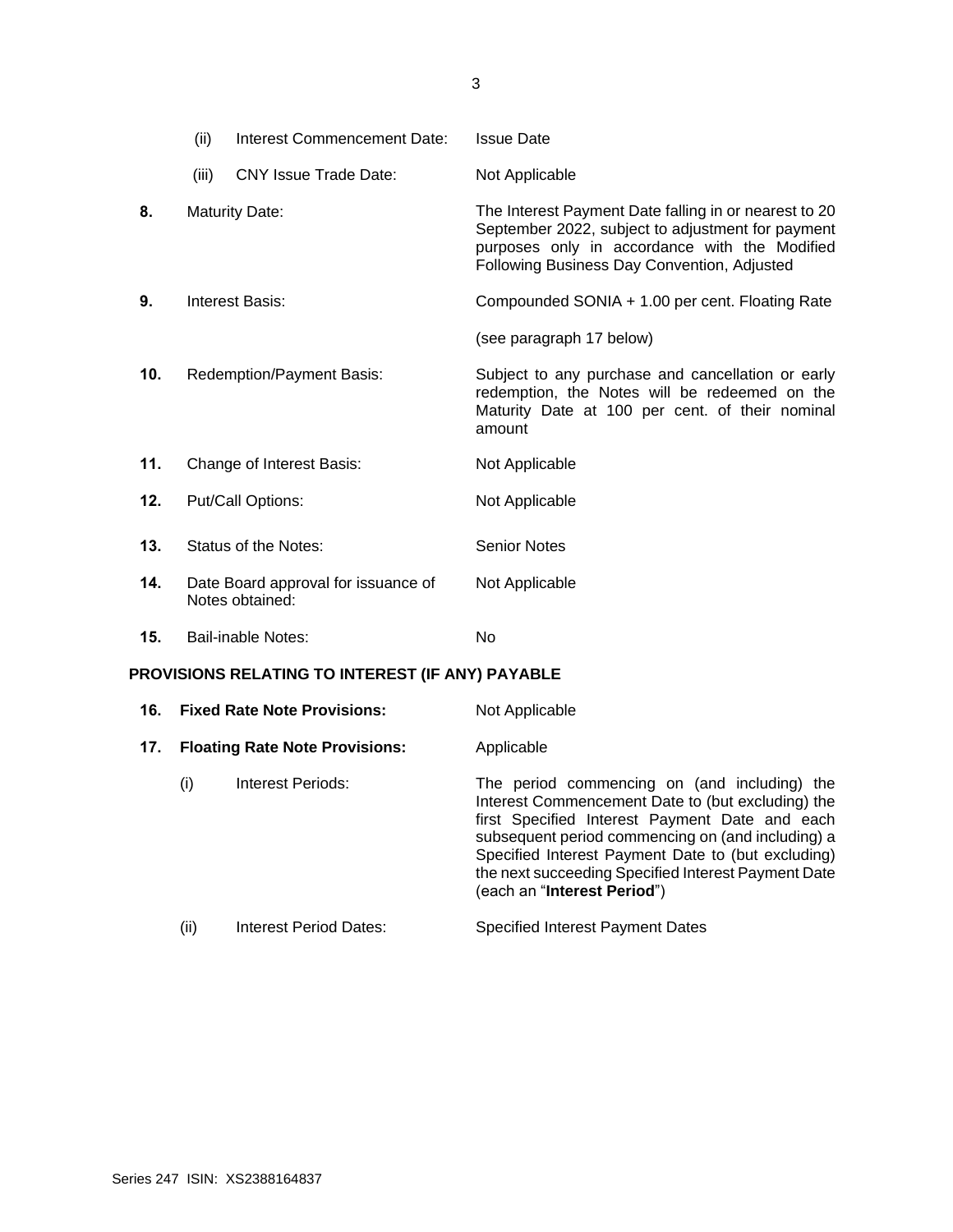| | | |
|---|---|---|
| | (ii) Interest Commencement Date: | Issue Date |
| | (iii) CNY Issue Trade Date: | Not Applicable |
| **8.** | Maturity Date: | The Interest Payment Date falling in or nearest to 20 September 2022, subject to adjustment for payment purposes only in accordance with the Modified Following Business Day Convention, Adjusted |
| **9.** | Interest Basis: | Compounded SONIA + 1.00 per cent. Floating Rate<br><br>(see paragraph 17 below) |
| **10.** | Redemption/Payment Basis: | Subject to any purchase and cancellation or early redemption, the Notes will be redeemed on the Maturity Date at 100 per cent. of their nominal amount |
| **11.** | Change of Interest Basis: | Not Applicable |
| **12.** | Put/Call Options: | Not Applicable |
| **13.** | Status of the Notes: | Senior Notes |
| **14.** | Date Board approval for issuance of Notes obtained: | Not Applicable |
| **15.** | Bail-inable Notes: | No |

**PROVISIONS RELATING TO INTEREST (IF ANY) PAYABLE**

| | | |
|---|---|---|
| **16.** | **Fixed Rate Note Provisions:** | Not Applicable |
| **17.** | **Floating Rate Note Provisions:** | Applicable |
| | (i) Interest Periods: | The period commencing on (and including) the Interest Commencement Date to (but excluding) the first Specified Interest Payment Date and each subsequent period commencing on (and including) a Specified Interest Payment Date to (but excluding) the next succeeding Specified Interest Payment Date (each an "**Interest Period**") |
| | (ii) Interest Period Dates: | Specified Interest Payment Dates |

Series 247 ISIN: XS2388164837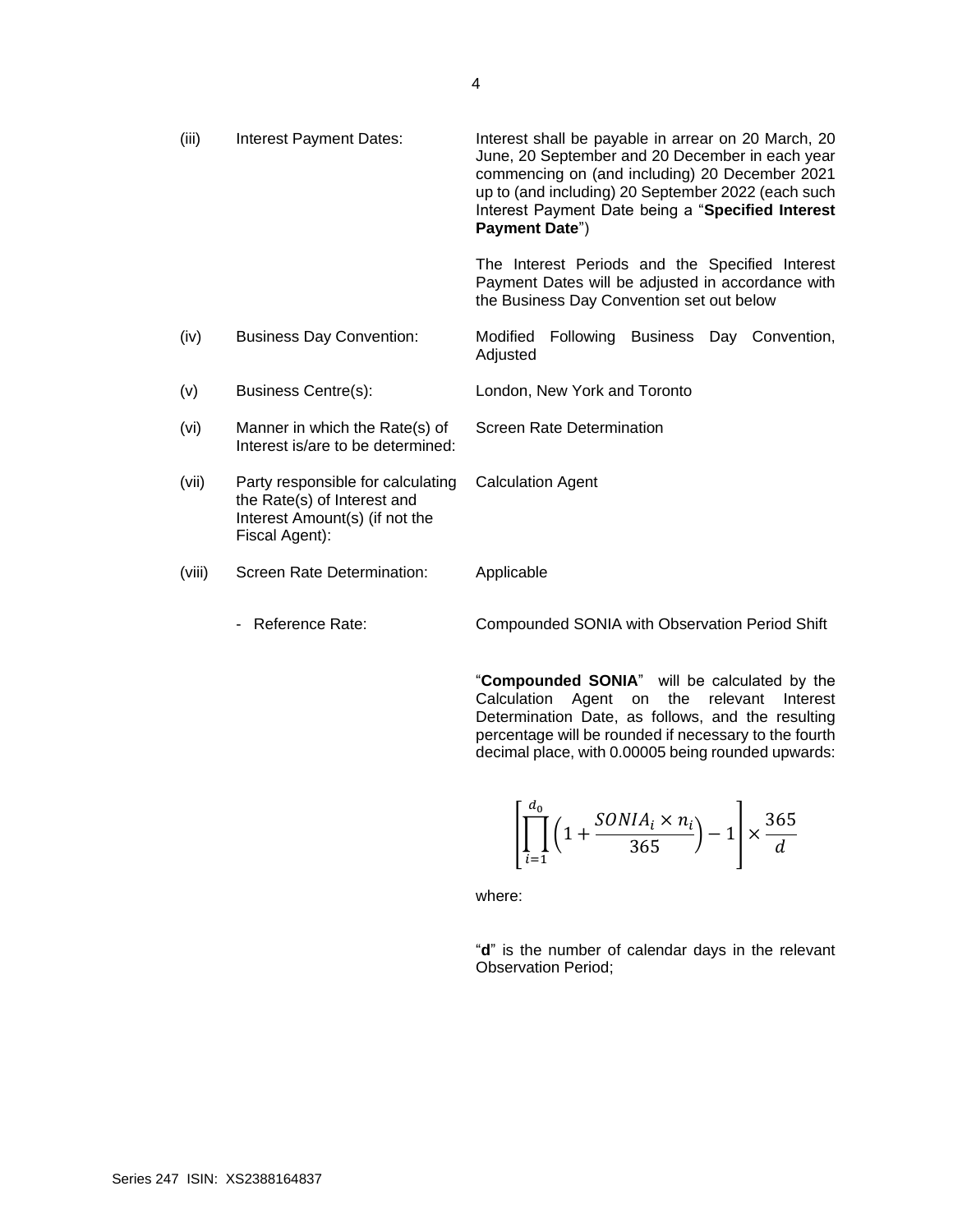| | | |
|---|---|---|
| (iii) | Interest Payment Dates: | Interest shall be payable in arrear on 20 March, 20 June, 20 September and 20 December in each year commencing on (and including) 20 December 2021 up to (and including) 20 September 2022 (each such Interest Payment Date being a "**Specified Interest Payment Date**")<br><br>The Interest Periods and the Specified Interest Payment Dates will be adjusted in accordance with the Business Day Convention set out below |
| (iv) | Business Day Convention: | Modified Following Business Day Convention, Adjusted |
| (v) | Business Centre(s): | London, New York and Toronto |
| (vi) | Manner in which the Rate(s) of Interest is/are to be determined: | Screen Rate Determination |
| (vii) | Party responsible for calculating the Rate(s) of Interest and Interest Amount(s) (if not the Fiscal Agent): | Calculation Agent |
| (viii) | Screen Rate Determination: | Applicable |
| | - Reference Rate: | Compounded SONIA with Observation Period Shift |

"**Compounded SONIA**" will be calculated by the Calculation Agent on the relevant Interest Determination Date, as follows, and the resulting percentage will be rounded if necessary to the fourth decimal place, with 0.00005 being rounded upwards:

$$\left[\prod_{i=1}^{d_0}\left(1+\frac{SONIA_i \times n_i}{365}\right)-1\right] \times \frac{365}{d}$$

where:

"**d**" is the number of calendar days in the relevant Observation Period;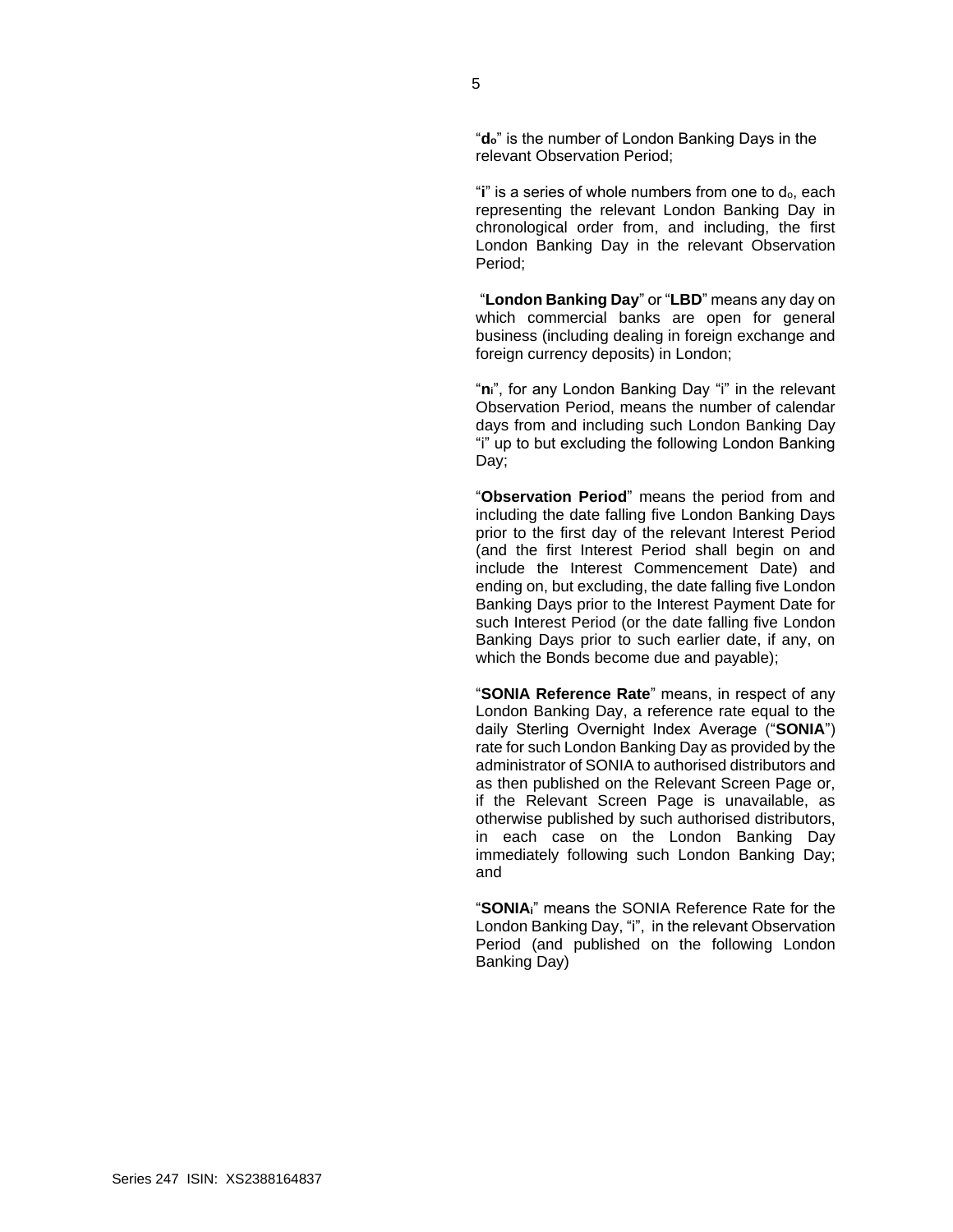"**$d_o$**" is the number of London Banking Days in the relevant Observation Period;

"**i**" is a series of whole numbers from one to $d_o$, each representing the relevant London Banking Day in chronological order from, and including, the first London Banking Day in the relevant Observation Period;

"**London Banking Day**" or "**LBD**" means any day on which commercial banks are open for general business (including dealing in foreign exchange and foreign currency deposits) in London;

"**$n_i$**", for any London Banking Day "i" in the relevant Observation Period, means the number of calendar days from and including such London Banking Day "i" up to but excluding the following London Banking Day;

"**Observation Period**" means the period from and including the date falling five London Banking Days prior to the first day of the relevant Interest Period (and the first Interest Period shall begin on and include the Interest Commencement Date) and ending on, but excluding, the date falling five London Banking Days prior to the Interest Payment Date for such Interest Period (or the date falling five London Banking Days prior to such earlier date, if any, on which the Bonds become due and payable);

"**SONIA Reference Rate**" means, in respect of any London Banking Day, a reference rate equal to the daily Sterling Overnight Index Average ("**SONIA**") rate for such London Banking Day as provided by the administrator of SONIA to authorised distributors and as then published on the Relevant Screen Page or, if the Relevant Screen Page is unavailable, as otherwise published by such authorised distributors, in each case on the London Banking Day immediately following such London Banking Day; and

"**$SONIA_i$**" means the SONIA Reference Rate for the London Banking Day, "i", in the relevant Observation Period (and published on the following London Banking Day)

Series 247 ISIN: XS2388164837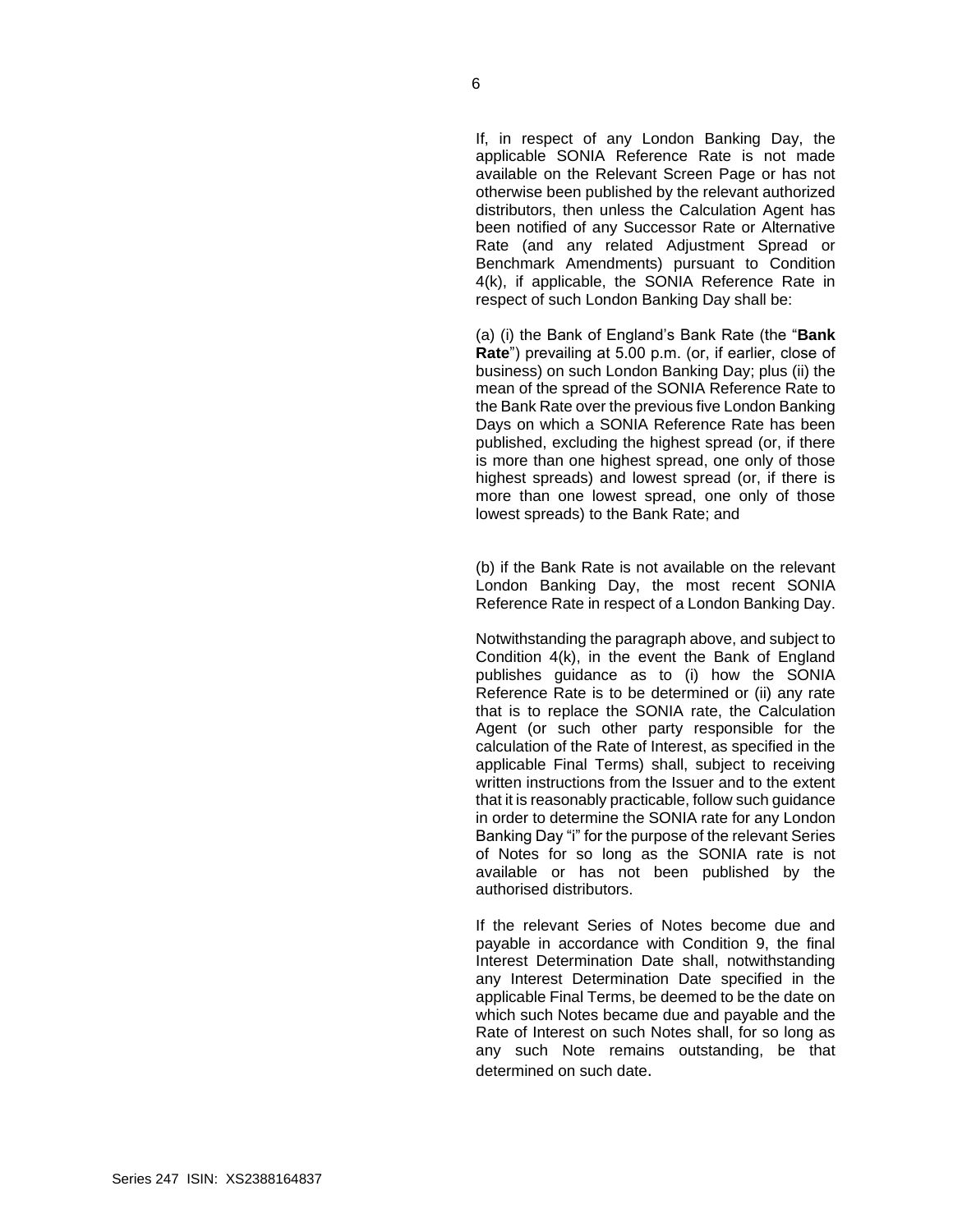If, in respect of any London Banking Day, the applicable SONIA Reference Rate is not made available on the Relevant Screen Page or has not otherwise been published by the relevant authorized distributors, then unless the Calculation Agent has been notified of any Successor Rate or Alternative Rate (and any related Adjustment Spread or Benchmark Amendments) pursuant to Condition 4(k), if applicable, the SONIA Reference Rate in respect of such London Banking Day shall be:

(a) (i) the Bank of England's Bank Rate (the "**Bank Rate**") prevailing at 5.00 p.m. (or, if earlier, close of business) on such London Banking Day; plus (ii) the mean of the spread of the SONIA Reference Rate to the Bank Rate over the previous five London Banking Days on which a SONIA Reference Rate has been published, excluding the highest spread (or, if there is more than one highest spread, one only of those highest spreads) and lowest spread (or, if there is more than one lowest spread, one only of those lowest spreads) to the Bank Rate; and

(b) if the Bank Rate is not available on the relevant London Banking Day, the most recent SONIA Reference Rate in respect of a London Banking Day.

Notwithstanding the paragraph above, and subject to Condition 4(k), in the event the Bank of England publishes guidance as to (i) how the SONIA Reference Rate is to be determined or (ii) any rate that is to replace the SONIA rate, the Calculation Agent (or such other party responsible for the calculation of the Rate of Interest, as specified in the applicable Final Terms) shall, subject to receiving written instructions from the Issuer and to the extent that it is reasonably practicable, follow such guidance in order to determine the SONIA rate for any London Banking Day "i" for the purpose of the relevant Series of Notes for so long as the SONIA rate is not available or has not been published by the authorised distributors.

If the relevant Series of Notes become due and payable in accordance with Condition 9, the final Interest Determination Date shall, notwithstanding any Interest Determination Date specified in the applicable Final Terms, be deemed to be the date on which such Notes became due and payable and the Rate of Interest on such Notes shall, for so long as any such Note remains outstanding, be that determined on such date.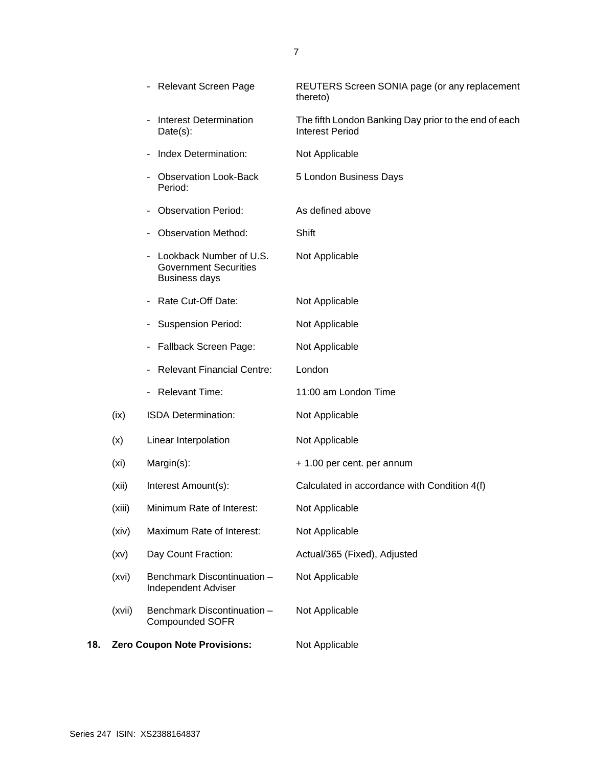| | | |
|---|---|---|
| | - Relevant Screen Page | REUTERS Screen SONIA page (or any replacement thereto) |
| | - Interest Determination Date(s): | The fifth London Banking Day prior to the end of each Interest Period |
| | - Index Determination: | Not Applicable |
| | - Observation Look-Back Period: | 5 London Business Days |
| | - Observation Period: | As defined above |
| | - Observation Method: | Shift |
| | - Lookback Number of U.S. Government Securities Business days | Not Applicable |
| | - Rate Cut-Off Date: | Not Applicable |
| | - Suspension Period: | Not Applicable |
| | - Fallback Screen Page: | Not Applicable |
| | - Relevant Financial Centre: | London |
| | - Relevant Time: | 11:00 am London Time |
| (ix) | ISDA Determination: | Not Applicable |
| (x) | Linear Interpolation | Not Applicable |
| (xi) | Margin(s): | + 1.00 per cent. per annum |
| (xii) | Interest Amount(s): | Calculated in accordance with Condition 4(f) |
| (xiii) | Minimum Rate of Interest: | Not Applicable |
| (xiv) | Maximum Rate of Interest: | Not Applicable |
| (xv) | Day Count Fraction: | Actual/365 (Fixed), Adjusted |
| (xvi) | Benchmark Discontinuation – Independent Adviser | Not Applicable |
| (xvii) | Benchmark Discontinuation – Compounded SOFR | Not Applicable |

**18. Zero Coupon Note Provisions:** Not Applicable

Series 247 ISIN: XS2388164837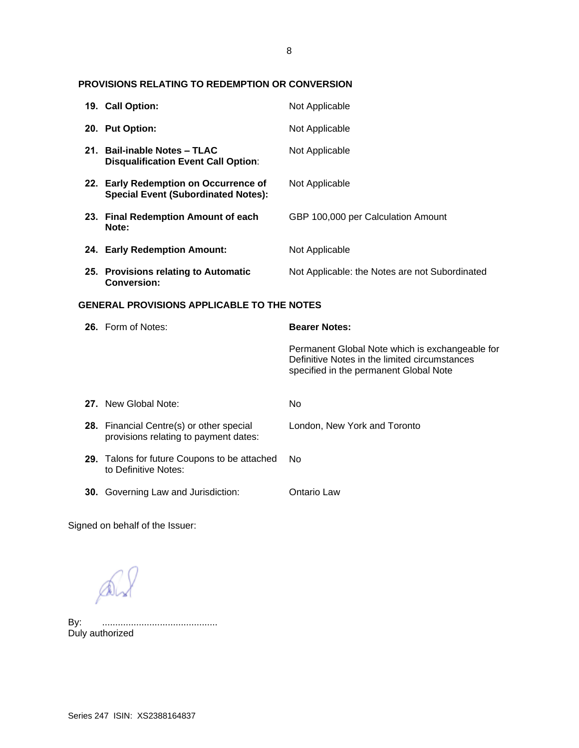**PROVISIONS RELATING TO REDEMPTION OR CONVERSION**

| | |
|---|---|
| **19. Call Option:** | Not Applicable |
| **20. Put Option:** | Not Applicable |
| **21. Bail-inable Notes – TLAC Disqualification Event Call Option**: | Not Applicable |
| **22. Early Redemption on Occurrence of Special Event (Subordinated Notes):** | Not Applicable |
| **23. Final Redemption Amount of each Note:** | GBP 100,000 per Calculation Amount |
| **24. Early Redemption Amount:** | Not Applicable |
| **25. Provisions relating to Automatic Conversion:** | Not Applicable: the Notes are not Subordinated |

**GENERAL PROVISIONS APPLICABLE TO THE NOTES**

| | |
|---|---|
| **26.** Form of Notes: | **Bearer Notes:**<br><br>Permanent Global Note which is exchangeable for Definitive Notes in the limited circumstances specified in the permanent Global Note |
| **27.** New Global Note: | No |
| **28.** Financial Centre(s) or other special provisions relating to payment dates: | London, New York and Toronto |
| **29.** Talons for future Coupons to be attached to Definitive Notes: | No |
| **30.** Governing Law and Jurisdiction: | Ontario Law |

Signed on behalf of the Issuer:

By: ...........................................
Duly authorized

Series 247 ISIN: XS2388164837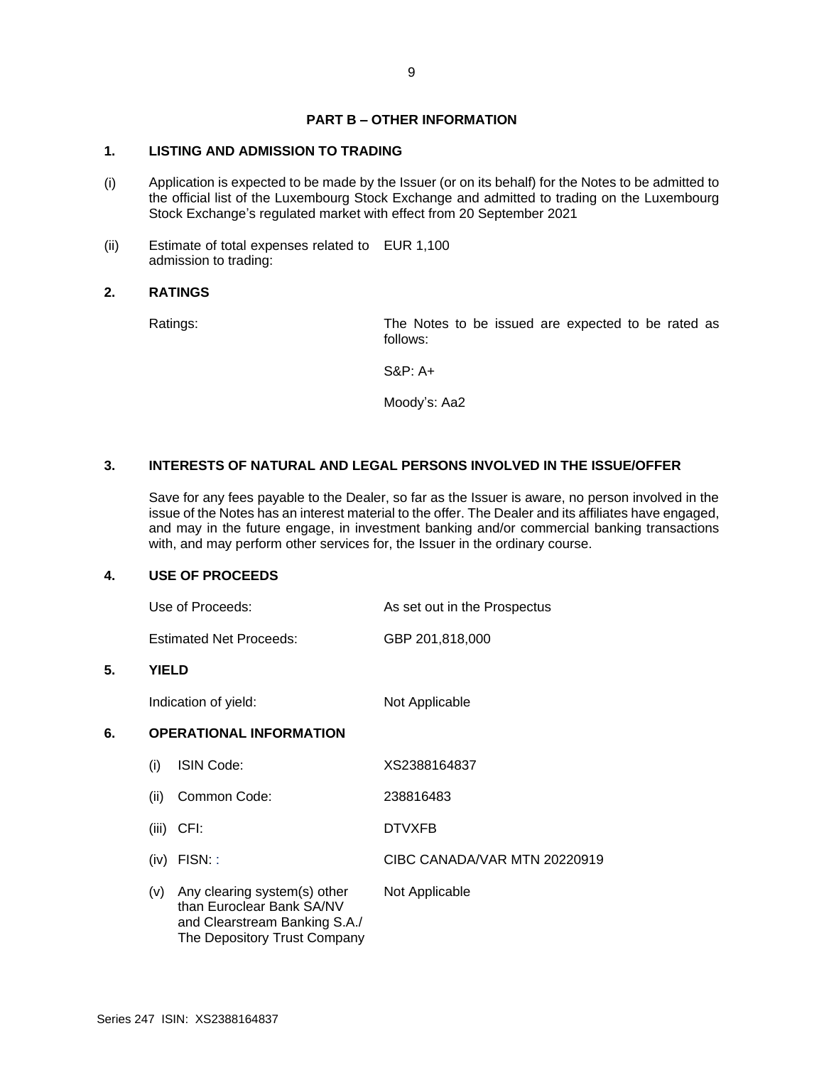## PART B – OTHER INFORMATION

### 1. LISTING AND ADMISSION TO TRADING

(i) Application is expected to be made by the Issuer (or on its behalf) for the Notes to be admitted to the official list of the Luxembourg Stock Exchange and admitted to trading on the Luxembourg Stock Exchange's regulated market with effect from 20 September 2021

| | |
|---|---|
| (ii) Estimate of total expenses related to admission to trading: | EUR 1,100 |

### 2. RATINGS

| | |
|---|---|
| Ratings: | The Notes to be issued are expected to be rated as follows: |
| | S&P: A+ |
| | Moody's: Aa2 |

### 3. INTERESTS OF NATURAL AND LEGAL PERSONS INVOLVED IN THE ISSUE/OFFER

Save for any fees payable to the Dealer, so far as the Issuer is aware, no person involved in the issue of the Notes has an interest material to the offer. The Dealer and its affiliates have engaged, and may in the future engage, in investment banking and/or commercial banking transactions with, and may perform other services for, the Issuer in the ordinary course.

### 4. USE OF PROCEEDS

| | |
|---|---|
| Use of Proceeds: | As set out in the Prospectus |
| Estimated Net Proceeds: | GBP 201,818,000 |

### 5. YIELD

| | |
|---|---|
| Indication of yield: | Not Applicable |

### 6. OPERATIONAL INFORMATION

| | |
|---|---|
| (i) ISIN Code: | XS2388164837 |
| (ii) Common Code: | 238816483 |
| (iii) CFI: | DTVXFB |
| (iv) FISN: : | CIBC CANADA/VAR MTN 20220919 |
| (v) Any clearing system(s) other than Euroclear Bank SA/NV and Clearstream Banking S.A./ The Depository Trust Company | Not Applicable |

Series 247 ISIN: XS2388164837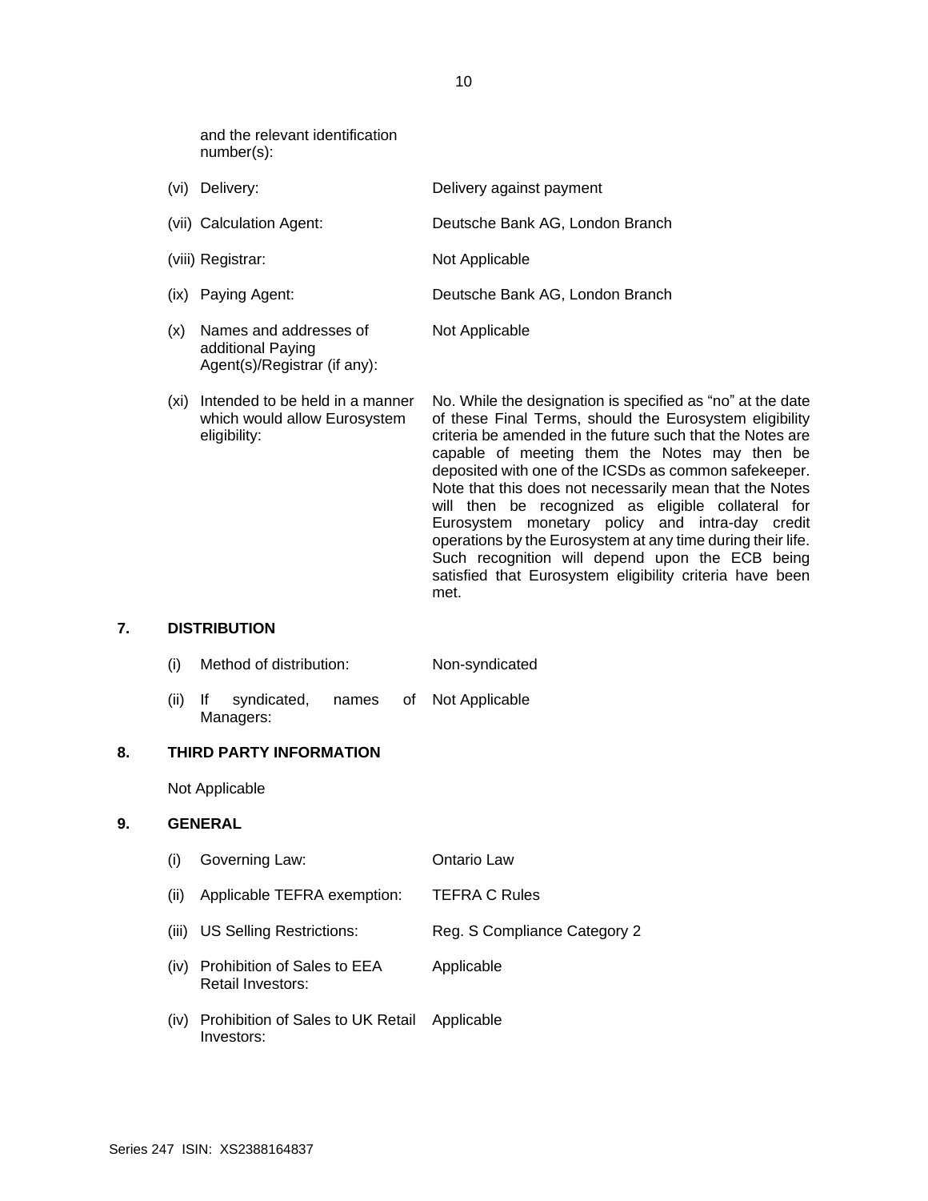| | |
|---|---|
| and the relevant identification number(s): | |
| (vi) Delivery: | Delivery against payment |
| (vii) Calculation Agent: | Deutsche Bank AG, London Branch |
| (viii) Registrar: | Not Applicable |
| (ix) Paying Agent: | Deutsche Bank AG, London Branch |
| (x) Names and addresses of additional Paying Agent(s)/Registrar (if any): | Not Applicable |
| (xi) Intended to be held in a manner which would allow Eurosystem eligibility: | No. While the designation is specified as "no" at the date of these Final Terms, should the Eurosystem eligibility criteria be amended in the future such that the Notes are capable of meeting them the Notes may then be deposited with one of the ICSDs as common safekeeper. Note that this does not necessarily mean that the Notes will then be recognized as eligible collateral for Eurosystem monetary policy and intra-day credit operations by the Eurosystem at any time during their life. Such recognition will depend upon the ECB being satisfied that Eurosystem eligibility criteria have been met. |

## 7. DISTRIBUTION

| | |
|---|---|
| (i) Method of distribution: | Non-syndicated |
| (ii) If syndicated, names of Managers: | Not Applicable |

## 8. THIRD PARTY INFORMATION

Not Applicable

## 9. GENERAL

| | |
|---|---|
| (i) Governing Law: | Ontario Law |
| (ii) Applicable TEFRA exemption: | TEFRA C Rules |
| (iii) US Selling Restrictions: | Reg. S Compliance Category 2 |
| (iv) Prohibition of Sales to EEA Retail Investors: | Applicable |
| (iv) Prohibition of Sales to UK Retail Investors: | Applicable |

Series 247 ISIN: XS2388164837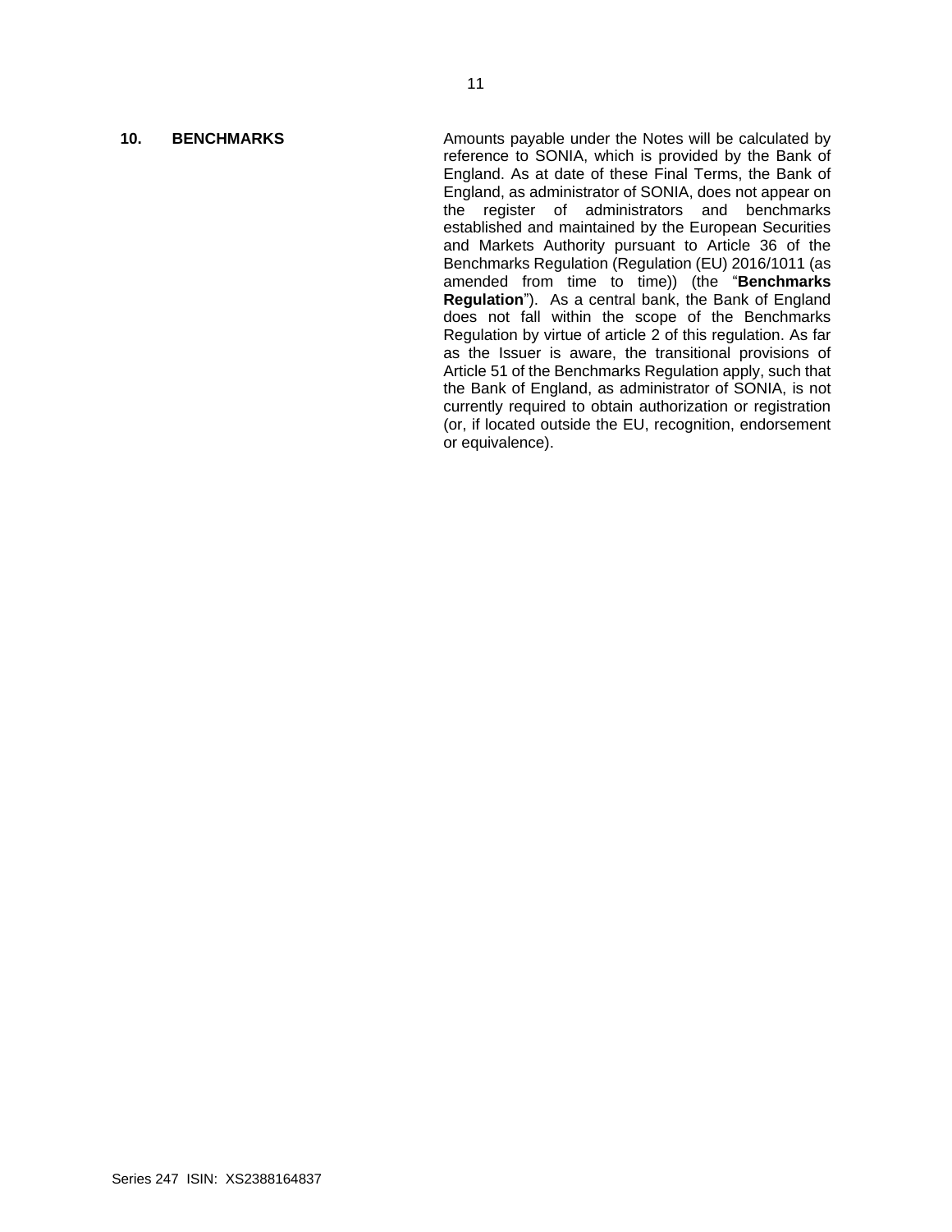**10. BENCHMARKS**

Amounts payable under the Notes will be calculated by reference to SONIA, which is provided by the Bank of England. As at date of these Final Terms, the Bank of England, as administrator of SONIA, does not appear on the register of administrators and benchmarks established and maintained by the European Securities and Markets Authority pursuant to Article 36 of the Benchmarks Regulation (Regulation (EU) 2016/1011 (as amended from time to time)) (the "**Benchmarks Regulation**"). As a central bank, the Bank of England does not fall within the scope of the Benchmarks Regulation by virtue of article 2 of this regulation. As far as the Issuer is aware, the transitional provisions of Article 51 of the Benchmarks Regulation apply, such that the Bank of England, as administrator of SONIA, is not currently required to obtain authorization or registration (or, if located outside the EU, recognition, endorsement or equivalence).